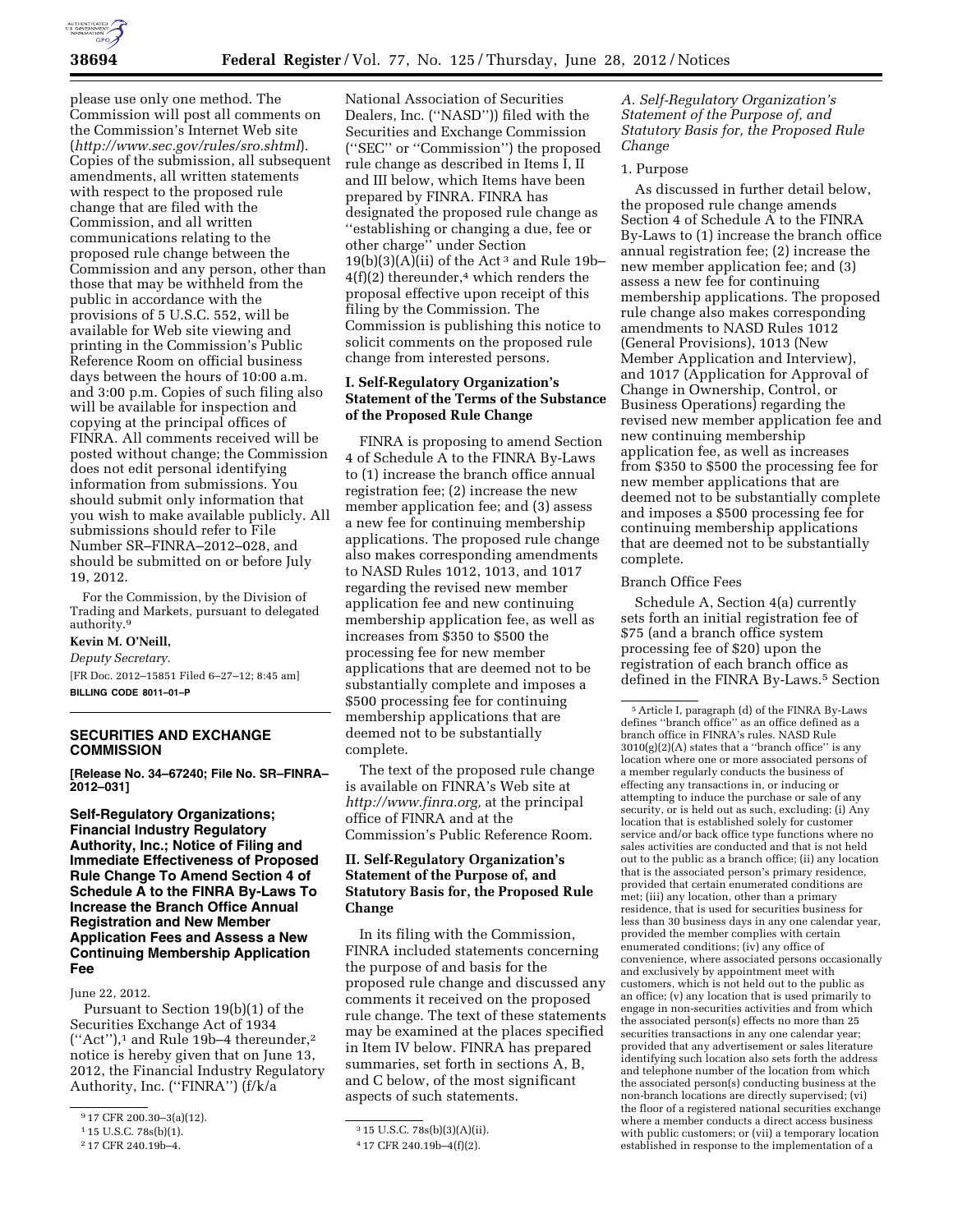please use only one method. The Commission will post all comments on the Commission's Internet Web site (*http://www.sec.gov/rules/sro.shtml*). Copies of the submission, all subsequent amendments, all written statements with respect to the proposed rule change that are filed with the Commission, and all written communications relating to the proposed rule change between the Commission and any person, other than those that may be withheld from the public in accordance with the provisions of 5 U.S.C. 552, will be available for Web site viewing and printing in the Commission's Public Reference Room on official business days between the hours of 10:00 a.m. and 3:00 p.m. Copies of such filing also will be available for inspection and copying at the principal offices of FINRA. All comments received will be posted without change; the Commission does not edit personal identifying information from submissions. You should submit only information that you wish to make available publicly. All submissions should refer to File Number SR–FINRA–2012–028, and should be submitted on or before July 19, 2012.

For the Commission, by the Division of Trading and Markets, pursuant to delegated authority.[9]

**Kevin M. O'Neill,**

*Deputy Secretary.*

[FR Doc. 2012–15851 Filed 6–27–12; 8:45 am]

**BILLING CODE 8011–01–P**

## SECURITIES AND EXCHANGE COMMISSION

**[Release No. 34–67240; File No. SR–FINRA–2012–031]**

## Self-Regulatory Organizations; Financial Industry Regulatory Authority, Inc.; Notice of Filing and Immediate Effectiveness of Proposed Rule Change To Amend Section 4 of Schedule A to the FINRA By-Laws To Increase the Branch Office Annual Registration and New Member Application Fees and Assess a New Continuing Membership Application Fee

June 22, 2012.

Pursuant to Section 19(b)(1) of the Securities Exchange Act of 1934 (''Act''),[1] and Rule 19b–4 thereunder,[2] notice is hereby given that on June 13, 2012, the Financial Industry Regulatory Authority, Inc. (''FINRA'') (f/k/a National Association of Securities Dealers, Inc. (''NASD'')) filed with the Securities and Exchange Commission (''SEC'' or ''Commission'') the proposed rule change as described in Items I, II and III below, which Items have been prepared by FINRA. FINRA has designated the proposed rule change as ''establishing or changing a due, fee or other charge'' under Section 19(b)(3)(A)(ii) of the Act[3] and Rule 19b–4(f)(2) thereunder,[4] which renders the proposal effective upon receipt of this filing by the Commission. The Commission is publishing this notice to solicit comments on the proposed rule change from interested persons.

### I. Self-Regulatory Organization's Statement of the Terms of the Substance of the Proposed Rule Change

FINRA is proposing to amend Section 4 of Schedule A to the FINRA By-Laws to (1) increase the branch office annual registration fee; (2) increase the new member application fee; and (3) assess a new fee for continuing membership applications. The proposed rule change also makes corresponding amendments to NASD Rules 1012, 1013, and 1017 regarding the revised new member application fee and new continuing membership application fee, as well as increases from $350 to $500 the processing fee for new member applications that are deemed not to be substantially complete and imposes a $500 processing fee for continuing membership applications that are deemed not to be substantially complete.

The text of the proposed rule change is available on FINRA's Web site at *http://www.finra.org,* at the principal office of FINRA and at the Commission's Public Reference Room.

### II. Self-Regulatory Organization's Statement of the Purpose of, and Statutory Basis for, the Proposed Rule Change

In its filing with the Commission, FINRA included statements concerning the purpose of and basis for the proposed rule change and discussed any comments it received on the proposed rule change. The text of these statements may be examined at the places specified in Item IV below. FINRA has prepared summaries, set forth in sections A, B, and C below, of the most significant aspects of such statements.

#### *A. Self-Regulatory Organization's Statement of the Purpose of, and Statutory Basis for, the Proposed Rule Change*

1. Purpose

As discussed in further detail below, the proposed rule change amends Section 4 of Schedule A to the FINRA By-Laws to (1) increase the branch office annual registration fee; (2) increase the new member application fee; and (3) assess a new fee for continuing membership applications. The proposed rule change also makes corresponding amendments to NASD Rules 1012 (General Provisions), 1013 (New Member Application and Interview), and 1017 (Application for Approval of Change in Ownership, Control, or Business Operations) regarding the revised new member application fee and new continuing membership application fee, as well as increases from $350 to $500 the processing fee for new member applications that are deemed not to be substantially complete and imposes a $500 processing fee for continuing membership applications that are deemed not to be substantially complete.

Branch Office Fees

Schedule A, Section 4(a) currently sets forth an initial registration fee of $75 (and a branch office system processing fee of $20) upon the registration of each branch office as defined in the FINRA By-Laws.[5] Section

---

[9] 17 CFR 200.30–3(a)(12).

[1] 15 U.S.C. 78s(b)(1).

[2] 17 CFR 240.19b–4.

[3] 15 U.S.C. 78s(b)(3)(A)(ii).

[4] 17 CFR 240.19b–4(f)(2).

[5] Article I, paragraph (d) of the FINRA By-Laws defines ''branch office'' as an office defined as a branch office in FINRA's rules. NASD Rule 3010(g)(2)(A) states that a ''branch office'' is any location where one or more associated persons of a member regularly conducts the business of effecting any transactions in, or inducing or attempting to induce the purchase or sale of any security, or is held out as such, excluding: (i) Any location that is established solely for customer service and/or back office type functions where no sales activities are conducted and that is not held out to the public as a branch office; (ii) any location that is the associated person's primary residence, provided that certain enumerated conditions are met; (iii) any location, other than a primary residence, that is used for securities business for less than 30 business days in any one calendar year, provided the member complies with certain enumerated conditions; (iv) any office of convenience, where associated persons occasionally and exclusively by appointment meet with customers, which is not held out to the public as an office; (v) any location that is used primarily to engage in non-securities activities and from which the associated person(s) effects no more than 25 securities transactions in any one calendar year; provided that any advertisement or sales literature identifying such location also sets forth the address and telephone number of the location from which the associated person(s) conducting business at the non-branch locations are directly supervised; (vi) the floor of a registered national securities exchange where a member conducts a direct access business with public customers; or (vii) a temporary location established in response to the implementation of a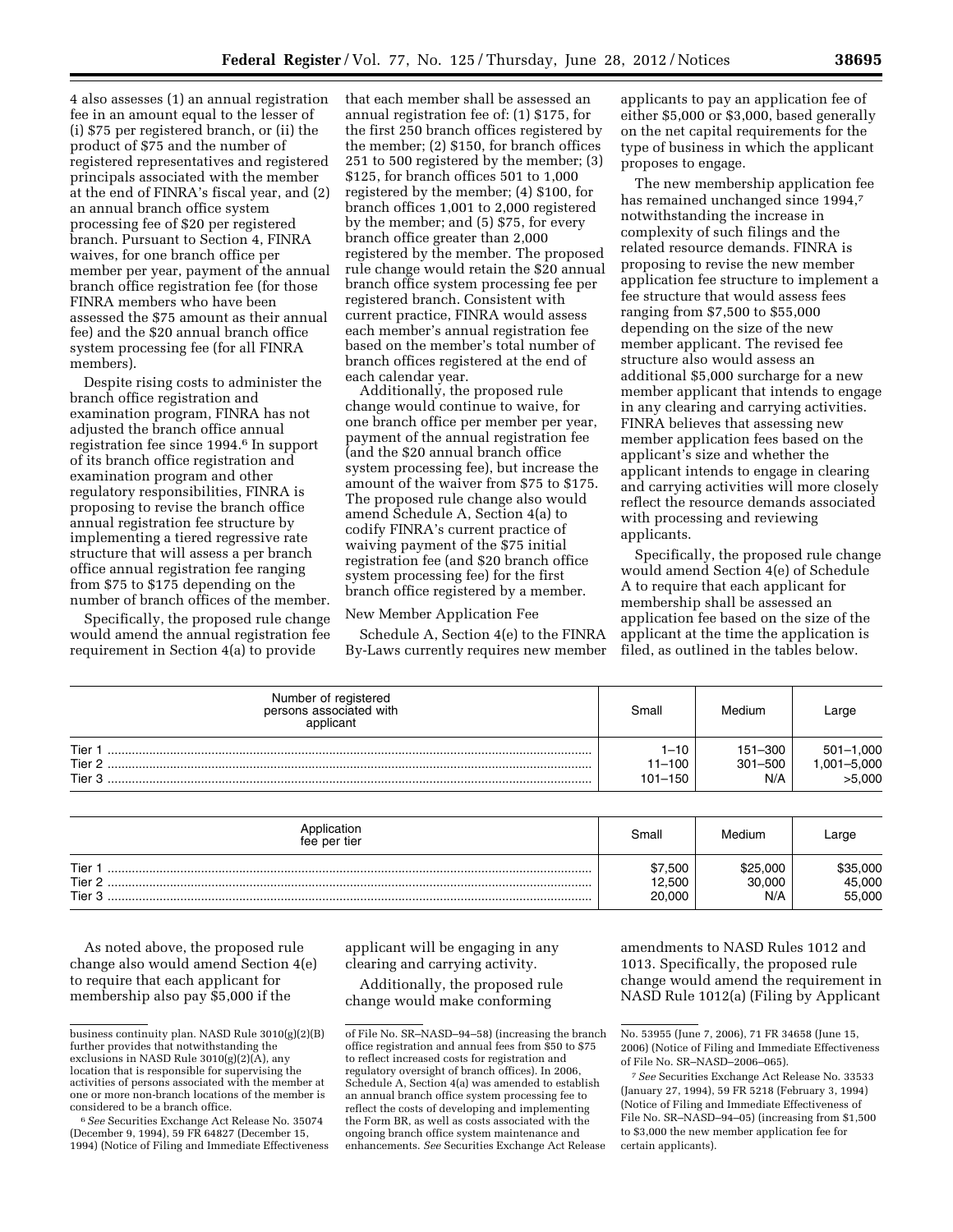4 also assesses (1) an annual registration fee in an amount equal to the lesser of (i) $75 per registered branch, or (ii) the product of $75 and the number of registered representatives and registered principals associated with the member at the end of FINRA's fiscal year, and (2) an annual branch office system processing fee of $20 per registered branch. Pursuant to Section 4, FINRA waives, for one branch office per member per year, payment of the annual branch office registration fee (for those FINRA members who have been assessed the $75 amount as their annual fee) and the $20 annual branch office system processing fee (for all FINRA members).

Despite rising costs to administer the branch office registration and examination program, FINRA has not adjusted the branch office annual registration fee since 1994.[6] In support of its branch office registration and examination program and other regulatory responsibilities, FINRA is proposing to revise the branch office annual registration fee structure by implementing a tiered regressive rate structure that will assess a per branch office annual registration fee ranging from $75 to $175 depending on the number of branch offices of the member.

Specifically, the proposed rule change would amend the annual registration fee requirement in Section 4(a) to provide that each member shall be assessed an annual registration fee of: (1) $175, for the first 250 branch offices registered by the member; (2) $150, for branch offices 251 to 500 registered by the member; (3) $125, for branch offices 501 to 1,000 registered by the member; (4) $100, for branch offices 1,001 to 2,000 registered by the member; and (5) $75, for every branch office greater than 2,000 registered by the member. The proposed rule change would retain the $20 annual branch office system processing fee per registered branch. Consistent with current practice, FINRA would assess each member's annual registration fee based on the member's total number of branch offices registered at the end of each calendar year.

Additionally, the proposed rule change would continue to waive, for one branch office per member per year, payment of the annual registration fee (and the $20 annual branch office system processing fee), but increase the amount of the waiver from $75 to $175. The proposed rule change also would amend Schedule A, Section 4(a) to codify FINRA's current practice of waiving payment of the $75 initial registration fee (and $20 branch office system processing fee) for the first branch office registered by a member.

New Member Application Fee

Schedule A, Section 4(e) to the FINRA By-Laws currently requires new member applicants to pay an application fee of either $5,000 or $3,000, based generally on the net capital requirements for the type of business in which the applicant proposes to engage.

The new membership application fee has remained unchanged since 1994,[7] notwithstanding the increase in complexity of such filings and the related resource demands. FINRA is proposing to revise the new member application fee structure to implement a fee structure that would assess fees ranging from $7,500 to $55,000 depending on the size of the new member applicant. The revised fee structure also would assess an additional $5,000 surcharge for a new member applicant that intends to engage in any clearing and carrying activities. FINRA believes that assessing new member application fees based on the applicant's size and whether the applicant intends to engage in clearing and carrying activities will more closely reflect the resource demands associated with processing and reviewing applicants.

Specifically, the proposed rule change would amend Section 4(e) of Schedule A to require that each applicant for membership shall be assessed an application fee based on the size of the applicant at the time the application is filed, as outlined in the tables below.

| Number of registered persons associated with applicant | Small | Medium | Large |
|---|---|---|---|
| Tier 1 | 1–10 | 151–300 | 501–1,000 |
| Tier 2 | 11–100 | 301–500 | 1,001–5,000 |
| Tier 3 | 101–150 | N/A | >5,000 |

| Application fee per tier | Small | Medium | Large |
|---|---|---|---|
| Tier 1 | $7,500 | $25,000 | $35,000 |
| Tier 2 | 12,500 | 30,000 | 45,000 |
| Tier 3 | 20,000 | N/A | 55,000 |

As noted above, the proposed rule change also would amend Section 4(e) to require that each applicant for membership also pay $5,000 if the applicant will be engaging in any clearing and carrying activity.

Additionally, the proposed rule change would make conforming amendments to NASD Rules 1012 and 1013. Specifically, the proposed rule change would amend the requirement in NASD Rule 1012(a) (Filing by Applicant

---

business continuity plan. NASD Rule 3010(g)(2)(B) further provides that notwithstanding the exclusions in NASD Rule 3010(g)(2)(A), any location that is responsible for supervising the activities of persons associated with the member at one or more non-branch locations of the member is considered to be a branch office.

[6] *See* Securities Exchange Act Release No. 35074 (December 9, 1994), 59 FR 64827 (December 15, 1994) (Notice of Filing and Immediate Effectiveness of File No. SR–NASD–94–58) (increasing the branch office registration and annual fees from $50 to $75 to reflect increased costs for registration and regulatory oversight of branch offices). In 2006, Schedule A, Section 4(a) was amended to establish an annual branch office system processing fee to reflect the costs of developing and implementing the Form BR, as well as costs associated with the ongoing branch office system maintenance and enhancements. *See* Securities Exchange Act Release No. 53955 (June 7, 2006), 71 FR 34658 (June 15, 2006) (Notice of Filing and Immediate Effectiveness of File No. SR–NASD–2006–065).

[7] *See* Securities Exchange Act Release No. 33533 (January 27, 1994), 59 FR 5218 (February 3, 1994) (Notice of Filing and Immediate Effectiveness of File No. SR–NASD–94–05) (increasing from $1,500 to $3,000 the new member application fee for certain applicants).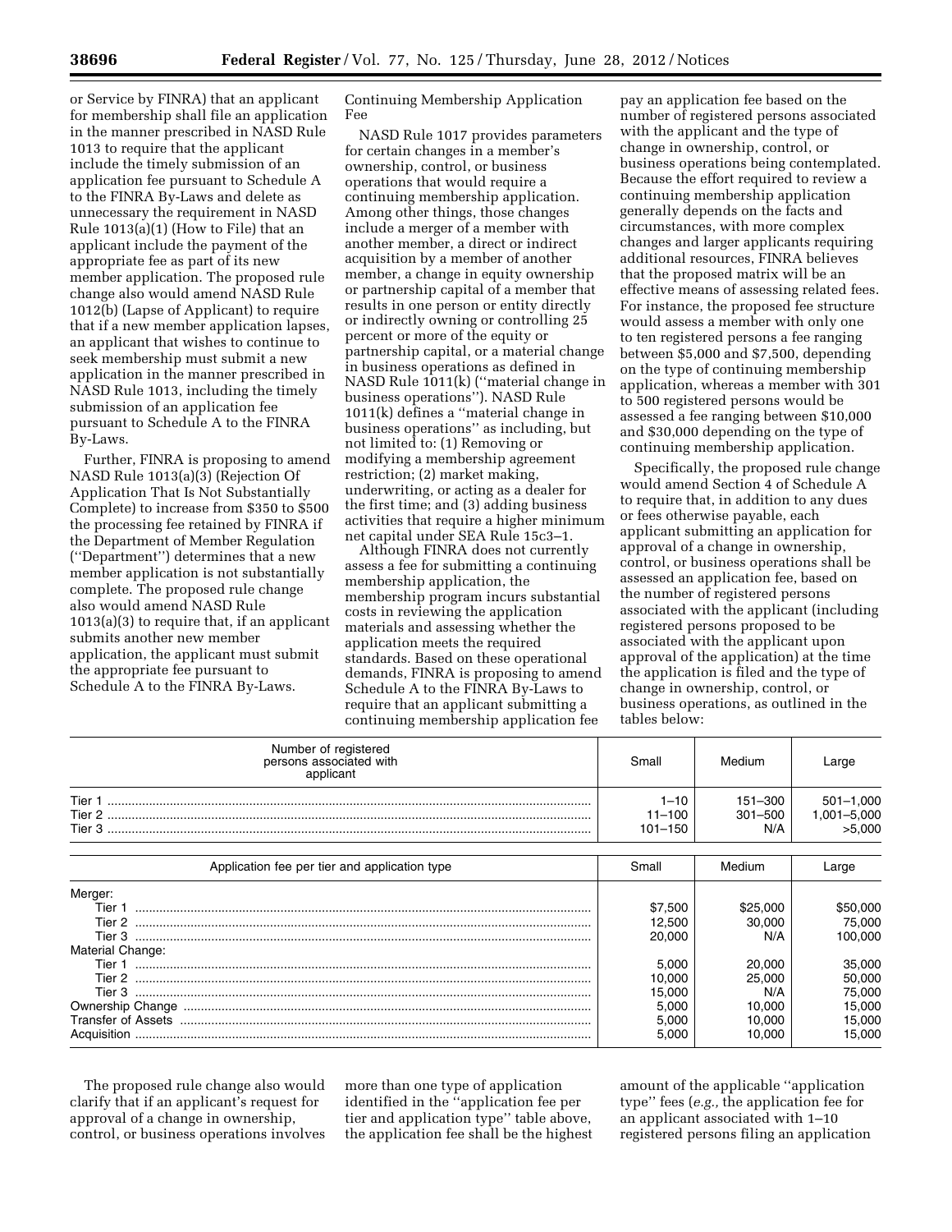or Service by FINRA) that an applicant for membership shall file an application in the manner prescribed in NASD Rule 1013 to require that the applicant include the timely submission of an application fee pursuant to Schedule A to the FINRA By-Laws and delete as unnecessary the requirement in NASD Rule 1013(a)(1) (How to File) that an applicant include the payment of the appropriate fee as part of its new member application. The proposed rule change also would amend NASD Rule 1012(b) (Lapse of Applicant) to require that if a new member application lapses, an applicant that wishes to continue to seek membership must submit a new application in the manner prescribed in NASD Rule 1013, including the timely submission of an application fee pursuant to Schedule A to the FINRA By-Laws.

Further, FINRA is proposing to amend NASD Rule 1013(a)(3) (Rejection Of Application That Is Not Substantially Complete) to increase from $350 to $500 the processing fee retained by FINRA if the Department of Member Regulation (''Department'') determines that a new member application is not substantially complete. The proposed rule change also would amend NASD Rule 1013(a)(3) to require that, if an applicant submits another new member application, the applicant must submit the appropriate fee pursuant to Schedule A to the FINRA By-Laws.

Continuing Membership Application Fee

NASD Rule 1017 provides parameters for certain changes in a member's ownership, control, or business operations that would require a continuing membership application. Among other things, those changes include a merger of a member with another member, a direct or indirect acquisition by a member of another member, a change in equity ownership or partnership capital of a member that results in one person or entity directly or indirectly owning or controlling 25 percent or more of the equity or partnership capital, or a material change in business operations as defined in NASD Rule 1011(k) (''material change in business operations''). NASD Rule 1011(k) defines a ''material change in business operations'' as including, but not limited to: (1) Removing or modifying a membership agreement restriction; (2) market making, underwriting, or acting as a dealer for the first time; and (3) adding business activities that require a higher minimum net capital under SEA Rule 15c3–1.

Although FINRA does not currently assess a fee for submitting a continuing membership application, the membership program incurs substantial costs in reviewing the application materials and assessing whether the application meets the required standards. Based on these operational demands, FINRA is proposing to amend Schedule A to the FINRA By-Laws to require that an applicant submitting a continuing membership application fee pay an application fee based on the number of registered persons associated with the applicant and the type of change in ownership, control, or business operations being contemplated. Because the effort required to review a continuing membership application generally depends on the facts and circumstances, with more complex changes and larger applicants requiring additional resources, FINRA believes that the proposed matrix will be an effective means of assessing related fees. For instance, the proposed fee structure would assess a member with only one to ten registered persons a fee ranging between $5,000 and $7,500, depending on the type of continuing membership application, whereas a member with 301 to 500 registered persons would be assessed a fee ranging between $10,000 and $30,000 depending on the type of continuing membership application.

Specifically, the proposed rule change would amend Section 4 of Schedule A to require that, in addition to any dues or fees otherwise payable, each applicant submitting an application for approval of a change in ownership, control, or business operations shall be assessed an application fee, based on the number of registered persons associated with the applicant (including registered persons proposed to be associated with the applicant upon approval of the application) at the time the application is filed and the type of change in ownership, control, or business operations, as outlined in the tables below:

| Number of registered persons associated with applicant | Small | Medium | Large |
|---|---|---|---|
| Tier 1 | 1–10 | 151–300 | 501–1,000 |
| Tier 2 | 11–100 | 301–500 | 1,001–5,000 |
| Tier 3 | 101–150 | N/A | >5,000 |

| Application fee per tier and application type | Small | Medium | Large |
|---|---|---|---|
| Merger: | | | |
| Tier 1 | $7,500 | $25,000 | $50,000 |
| Tier 2 | 12,500 | 30,000 | 75,000 |
| Tier 3 | 20,000 | N/A | 100,000 |
| Material Change: | | | |
| Tier 1 | 5,000 | 20,000 | 35,000 |
| Tier 2 | 10,000 | 25,000 | 50,000 |
| Tier 3 | 15,000 | N/A | 75,000 |
| Ownership Change | 5,000 | 10,000 | 15,000 |
| Transfer of Assets | 5,000 | 10,000 | 15,000 |
| Acquisition | 5,000 | 10,000 | 15,000 |

The proposed rule change also would clarify that if an applicant's request for approval of a change in ownership, control, or business operations involves more than one type of application identified in the ''application fee per tier and application type'' table above, the application fee shall be the highest amount of the applicable ''application type'' fees (*e.g.,* the application fee for an applicant associated with 1–10 registered persons filing an application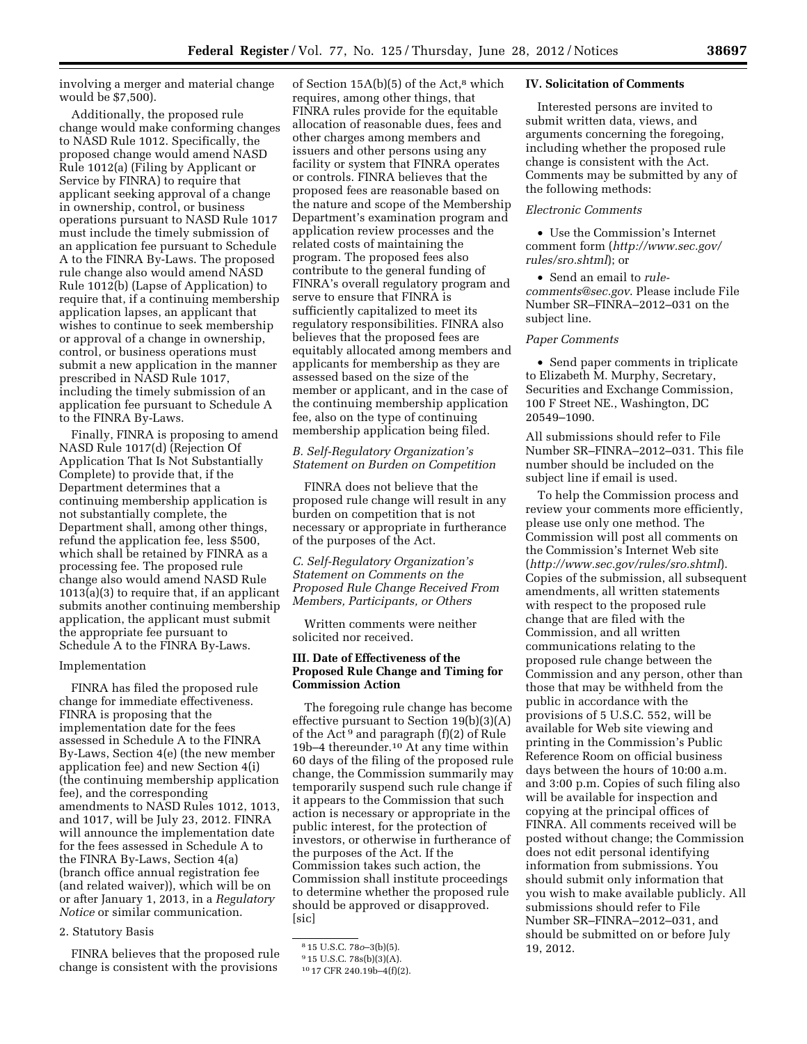involving a merger and material change would be $7,500).

Additionally, the proposed rule change would make conforming changes to NASD Rule 1012. Specifically, the proposed change would amend NASD Rule 1012(a) (Filing by Applicant or Service by FINRA) to require that applicant seeking approval of a change in ownership, control, or business operations pursuant to NASD Rule 1017 must include the timely submission of an application fee pursuant to Schedule A to the FINRA By-Laws. The proposed rule change also would amend NASD Rule 1012(b) (Lapse of Application) to require that, if a continuing membership application lapses, an applicant that wishes to continue to seek membership or approval of a change in ownership, control, or business operations must submit a new application in the manner prescribed in NASD Rule 1017, including the timely submission of an application fee pursuant to Schedule A to the FINRA By-Laws.

Finally, FINRA is proposing to amend NASD Rule 1017(d) (Rejection Of Application That Is Not Substantially Complete) to provide that, if the Department determines that a continuing membership application is not substantially complete, the Department shall, among other things, refund the application fee, less $500, which shall be retained by FINRA as a processing fee. The proposed rule change also would amend NASD Rule 1013(a)(3) to require that, if an applicant submits another continuing membership application, the applicant must submit the appropriate fee pursuant to Schedule A to the FINRA By-Laws.

Implementation

FINRA has filed the proposed rule change for immediate effectiveness. FINRA is proposing that the implementation date for the fees assessed in Schedule A to the FINRA By-Laws, Section 4(e) (the new member application fee) and new Section 4(i) (the continuing membership application fee), and the corresponding amendments to NASD Rules 1012, 1013, and 1017, will be July 23, 2012. FINRA will announce the implementation date for the fees assessed in Schedule A to the FINRA By-Laws, Section 4(a) (branch office annual registration fee (and related waiver)), which will be on or after January 1, 2013, in a *Regulatory Notice* or similar communication.

2. Statutory Basis

FINRA believes that the proposed rule change is consistent with the provisions of Section 15A(b)(5) of the Act,[8] which requires, among other things, that FINRA rules provide for the equitable allocation of reasonable dues, fees and other charges among members and issuers and other persons using any facility or system that FINRA operates or controls. FINRA believes that the proposed fees are reasonable based on the nature and scope of the Membership Department's examination program and application review processes and the related costs of maintaining the program. The proposed fees also contribute to the general funding of FINRA's overall regulatory program and serve to ensure that FINRA is sufficiently capitalized to meet its regulatory responsibilities. FINRA also believes that the proposed fees are equitably allocated among members and applicants for membership as they are assessed based on the size of the member or applicant, and in the case of the continuing membership application fee, also on the type of continuing membership application being filed.

### *B. Self-Regulatory Organization's Statement on Burden on Competition*

FINRA does not believe that the proposed rule change will result in any burden on competition that is not necessary or appropriate in furtherance of the purposes of the Act.

### *C. Self-Regulatory Organization's Statement on Comments on the Proposed Rule Change Received From Members, Participants, or Others*

Written comments were neither solicited nor received.

## III. Date of Effectiveness of the Proposed Rule Change and Timing for Commission Action

The foregoing rule change has become effective pursuant to Section 19(b)(3)(A) of the Act[9] and paragraph (f)(2) of Rule 19b–4 thereunder.[10] At any time within 60 days of the filing of the proposed rule change, the Commission summarily may temporarily suspend such rule change if it appears to the Commission that such action is necessary or appropriate in the public interest, for the protection of investors, or otherwise in furtherance of the purposes of the Act. If the Commission takes such action, the Commission shall institute proceedings to determine whether the proposed rule should be approved or disapproved. [sic]

## IV. Solicitation of Comments

Interested persons are invited to submit written data, views, and arguments concerning the foregoing, including whether the proposed rule change is consistent with the Act. Comments may be submitted by any of the following methods:

*Electronic Comments*

- Use the Commission's Internet comment form (*http://www.sec.gov/rules/sro.shtml*); or
- Send an email to *rule-comments@sec.gov*. Please include File Number SR–FINRA–2012–031 on the subject line.

*Paper Comments*

- Send paper comments in triplicate to Elizabeth M. Murphy, Secretary, Securities and Exchange Commission, 100 F Street NE., Washington, DC 20549–1090.

All submissions should refer to File Number SR–FINRA–2012–031. This file number should be included on the subject line if email is used.

To help the Commission process and review your comments more efficiently, please use only one method. The Commission will post all comments on the Commission's Internet Web site (*http://www.sec.gov/rules/sro.shtml*). Copies of the submission, all subsequent amendments, all written statements with respect to the proposed rule change that are filed with the Commission, and all written communications relating to the proposed rule change between the Commission and any person, other than those that may be withheld from the public in accordance with the provisions of 5 U.S.C. 552, will be available for Web site viewing and printing in the Commission's Public Reference Room on official business days between the hours of 10:00 a.m. and 3:00 p.m. Copies of such filing also will be available for inspection and copying at the principal offices of FINRA. All comments received will be posted without change; the Commission does not edit personal identifying information from submissions. You should submit only information that you wish to make available publicly. All submissions should refer to File Number SR–FINRA–2012–031, and should be submitted on or before July 19, 2012.

---

[8] 15 U.S.C. 78*o*–3(b)(5).

[9] 15 U.S.C. 78s(b)(3)(A).

[10] 17 CFR 240.19b–4(f)(2).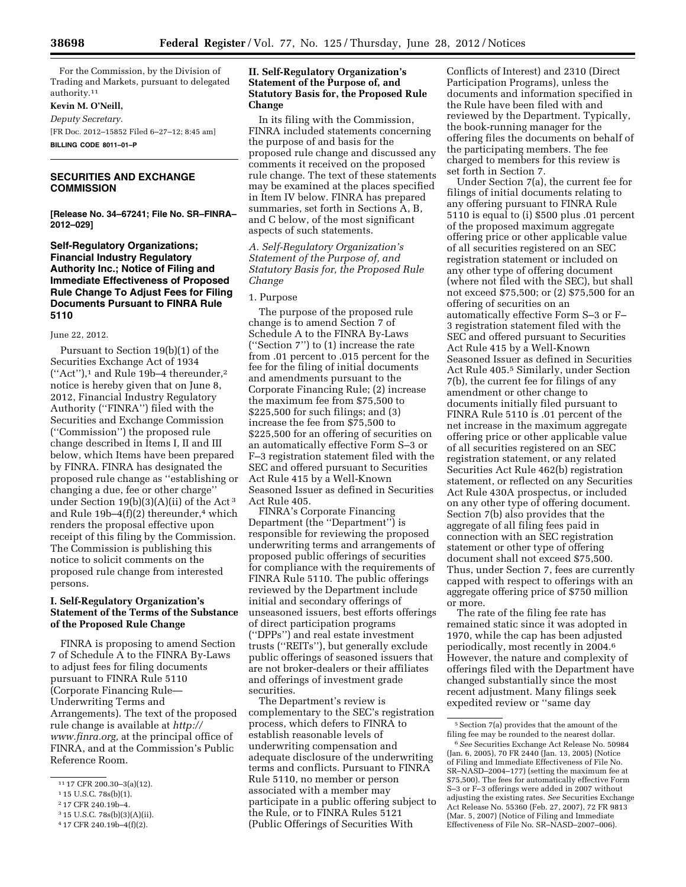For the Commission, by the Division of Trading and Markets, pursuant to delegated authority.[11]

**Kevin M. O'Neill,**

*Deputy Secretary.*

[FR Doc. 2012–15852 Filed 6–27–12; 8:45 am]

**BILLING CODE 8011–01–P**

## SECURITIES AND EXCHANGE COMMISSION

**[Release No. 34–67241; File No. SR–FINRA–2012–029]**

## Self-Regulatory Organizations; Financial Industry Regulatory Authority Inc.; Notice of Filing and Immediate Effectiveness of Proposed Rule Change To Adjust Fees for Filing Documents Pursuant to FINRA Rule 5110

June 22, 2012.

Pursuant to Section 19(b)(1) of the Securities Exchange Act of 1934 (''Act''),[1] and Rule 19b–4 thereunder,[2] notice is hereby given that on June 8, 2012, Financial Industry Regulatory Authority (''FINRA'') filed with the Securities and Exchange Commission (''Commission'') the proposed rule change described in Items I, II and III below, which Items have been prepared by FINRA. FINRA has designated the proposed rule change as ''establishing or changing a due, fee or other charge'' under Section 19(b)(3)(A)(ii) of the Act[3] and Rule 19b–4(f)(2) thereunder,[4] which renders the proposal effective upon receipt of this filing by the Commission. The Commission is publishing this notice to solicit comments on the proposed rule change from interested persons.

### I. Self-Regulatory Organization's Statement of the Terms of the Substance of the Proposed Rule Change

FINRA is proposing to amend Section 7 of Schedule A to the FINRA By-Laws to adjust fees for filing documents pursuant to FINRA Rule 5110 (Corporate Financing Rule—Underwriting Terms and Arrangements). The text of the proposed rule change is available at *http://www.finra.org,* at the principal office of FINRA, and at the Commission's Public Reference Room.

### II. Self-Regulatory Organization's Statement of the Purpose of, and Statutory Basis for, the Proposed Rule Change

In its filing with the Commission, FINRA included statements concerning the purpose of and basis for the proposed rule change and discussed any comments it received on the proposed rule change. The text of these statements may be examined at the places specified in Item IV below. FINRA has prepared summaries, set forth in Sections A, B, and C below, of the most significant aspects of such statements.

*A. Self-Regulatory Organization's Statement of the Purpose of, and Statutory Basis for, the Proposed Rule Change*

1. Purpose

The purpose of the proposed rule change is to amend Section 7 of Schedule A to the FINRA By-Laws (''Section 7'') to (1) increase the rate from .01 percent to .015 percent for the fee for the filing of initial documents and amendments pursuant to the Corporate Financing Rule; (2) increase the maximum fee from $75,500 to $225,500 for such filings; and (3) increase the fee from $75,500 to $225,500 for an offering of securities on an automatically effective Form S–3 or F–3 registration statement filed with the SEC and offered pursuant to Securities Act Rule 415 by a Well-Known Seasoned Issuer as defined in Securities Act Rule 405.

FINRA's Corporate Financing Department (the ''Department'') is responsible for reviewing the proposed underwriting terms and arrangements of proposed public offerings of securities for compliance with the requirements of FINRA Rule 5110. The public offerings reviewed by the Department include initial and secondary offerings of unseasoned issuers, best efforts offerings of direct participation programs (''DPPs'') and real estate investment trusts (''REITs''), but generally exclude public offerings of seasoned issuers that are not broker-dealers or their affiliates and offerings of investment grade securities.

The Department's review is complementary to the SEC's registration process, which defers to FINRA to establish reasonable levels of underwriting compensation and adequate disclosure of the underwriting terms and conflicts. Pursuant to FINRA Rule 5110, no member or person associated with a member may participate in a public offering subject to the Rule, or to FINRA Rules 5121 (Public Offerings of Securities With Conflicts of Interest) and 2310 (Direct Participation Programs), unless the documents and information specified in the Rule have been filed with and reviewed by the Department. Typically, the book-running manager for the offering files the documents on behalf of the participating members. The fee charged to members for this review is set forth in Section 7.

Under Section 7(a), the current fee for filings of initial documents relating to any offering pursuant to FINRA Rule 5110 is equal to (i) $500 plus .01 percent of the proposed maximum aggregate offering price or other applicable value of all securities registered on an SEC registration statement or included on any other type of offering document (where not filed with the SEC), but shall not exceed $75,500; or (2) $75,500 for an offering of securities on an automatically effective Form S–3 or F–3 registration statement filed with the SEC and offered pursuant to Securities Act Rule 415 by a Well-Known Seasoned Issuer as defined in Securities Act Rule 405.[5] Similarly, under Section 7(b), the current fee for filings of any amendment or other change to documents initially filed pursuant to FINRA Rule 5110 is .01 percent of the net increase in the maximum aggregate offering price or other applicable value of all securities registered on an SEC registration statement, or any related Securities Act Rule 462(b) registration statement, or reflected on any Securities Act Rule 430A prospectus, or included on any other type of offering document. Section 7(b) also provides that the aggregate of all filing fees paid in connection with an SEC registration statement or other type of offering document shall not exceed $75,500. Thus, under Section 7, fees are currently capped with respect to offerings with an aggregate offering price of $750 million or more.

The rate of the filing fee rate has remained static since it was adopted in 1970, while the cap has been adjusted periodically, most recently in 2004.[6] However, the nature and complexity of offerings filed with the Department have changed substantially since the most recent adjustment. Many filings seek expedited review or ''same day

---

[11] 17 CFR 200.30–3(a)(12).

[1] 15 U.S.C. 78s(b)(1).

[2] 17 CFR 240.19b–4.

[3] 15 U.S.C. 78s(b)(3)(A)(ii).

[4] 17 CFR 240.19b–4(f)(2).

[5] Section 7(a) provides that the amount of the filing fee may be rounded to the nearest dollar.

[6] *See* Securities Exchange Act Release No. 50984 (Jan. 6, 2005), 70 FR 2440 (Jan. 13, 2005) (Notice of Filing and Immediate Effectiveness of File No. SR–NASD–2004–177) (setting the maximum fee at $75,500). The fees for automatically effective Form S–3 or F–3 offerings were added in 2007 without adjusting the existing rates. *See* Securities Exchange Act Release No. 55360 (Feb. 27, 2007), 72 FR 9813 (Mar. 5, 2007) (Notice of Filing and Immediate Effectiveness of File No. SR–NASD–2007–006).